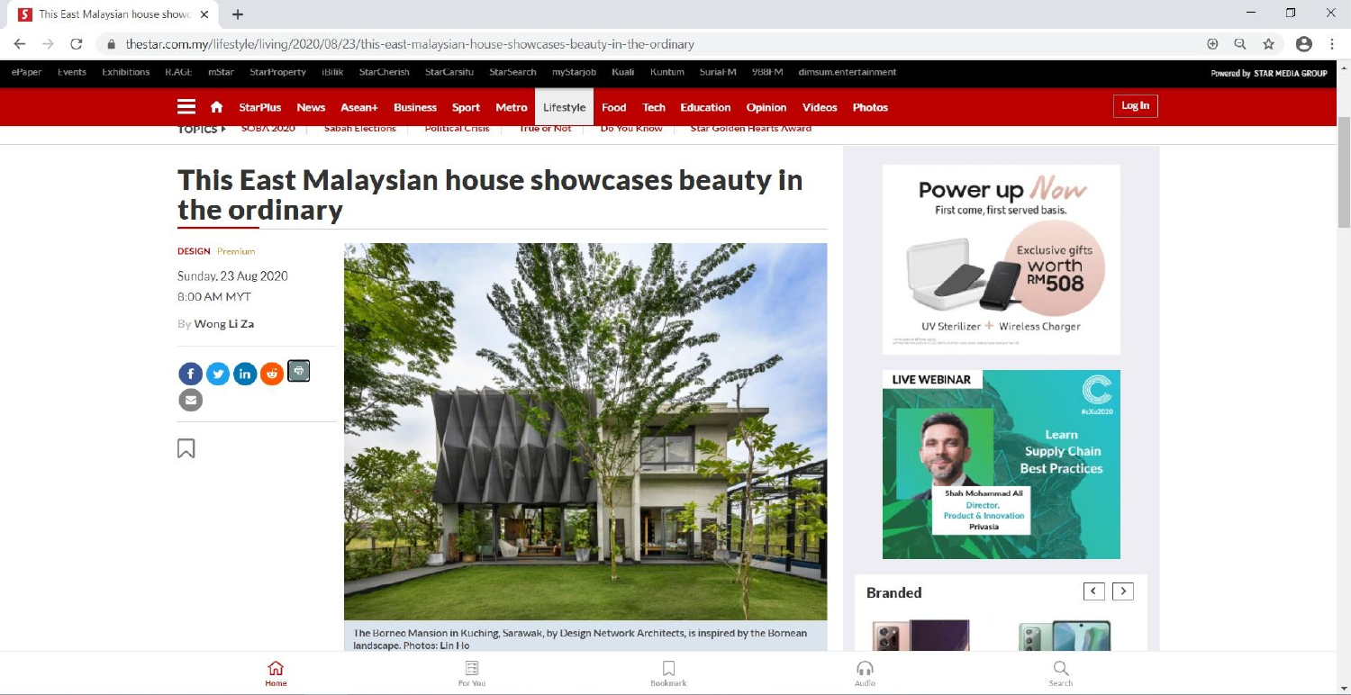# This East Malaysian house showcases beauty in the ordinary

DESIGN Premium

Sunday, 23 Aug 2020

8:00 AM MYT

By **Wong Li Za**

The Borneo Mansion in Kuching, Sarawak, by Design Network Architects, is inspired by the Bornean landscape. Photos: Lin Ho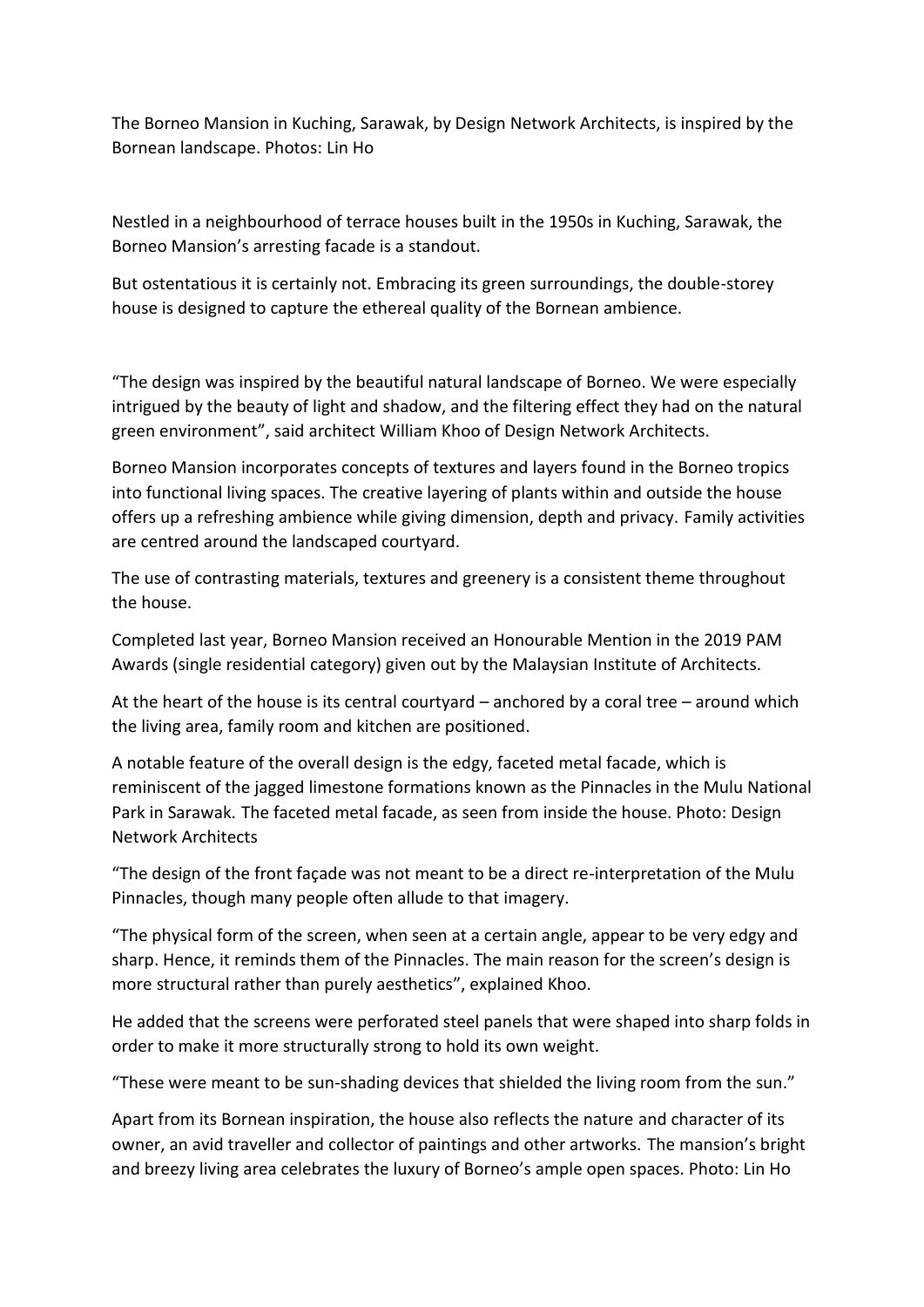The Borneo Mansion in Kuching, Sarawak, by Design Network Architects, is inspired by the Bornean landscape. Photos: Lin Ho

Nestled in a neighbourhood of terrace houses built in the 1950s in Kuching, Sarawak, the Borneo Mansion's arresting facade is a standout.

But ostentatious it is certainly not. Embracing its green surroundings, the double-storey house is designed to capture the ethereal quality of the Bornean ambience.

"The design was inspired by the beautiful natural landscape of Borneo. We were especially intrigued by the beauty of light and shadow, and the filtering effect they had on the natural green environment", said architect William Khoo of Design Network Architects.

Borneo Mansion incorporates concepts of textures and layers found in the Borneo tropics into functional living spaces. The creative layering of plants within and outside the house offers up a refreshing ambience while giving dimension, depth and privacy. Family activities are centred around the landscaped courtyard.

The use of contrasting materials, textures and greenery is a consistent theme throughout the house.

Completed last year, Borneo Mansion received an Honourable Mention in the 2019 PAM Awards (single residential category) given out by the Malaysian Institute of Architects.

At the heart of the house is its central courtyard – anchored by a coral tree – around which the living area, family room and kitchen are positioned.

A notable feature of the overall design is the edgy, faceted metal facade, which is reminiscent of the jagged limestone formations known as the Pinnacles in the Mulu National Park in Sarawak. The faceted metal facade, as seen from inside the house. Photo: Design Network Architects

"The design of the front façade was not meant to be a direct re-interpretation of the Mulu Pinnacles, though many people often allude to that imagery.

"The physical form of the screen, when seen at a certain angle, appear to be very edgy and sharp. Hence, it reminds them of the Pinnacles. The main reason for the screen's design is more structural rather than purely aesthetics", explained Khoo.

He added that the screens were perforated steel panels that were shaped into sharp folds in order to make it more structurally strong to hold its own weight.

"These were meant to be sun-shading devices that shielded the living room from the sun."

Apart from its Bornean inspiration, the house also reflects the nature and character of its owner, an avid traveller and collector of paintings and other artworks. The mansion's bright and breezy living area celebrates the luxury of Borneo's ample open spaces. Photo: Lin Ho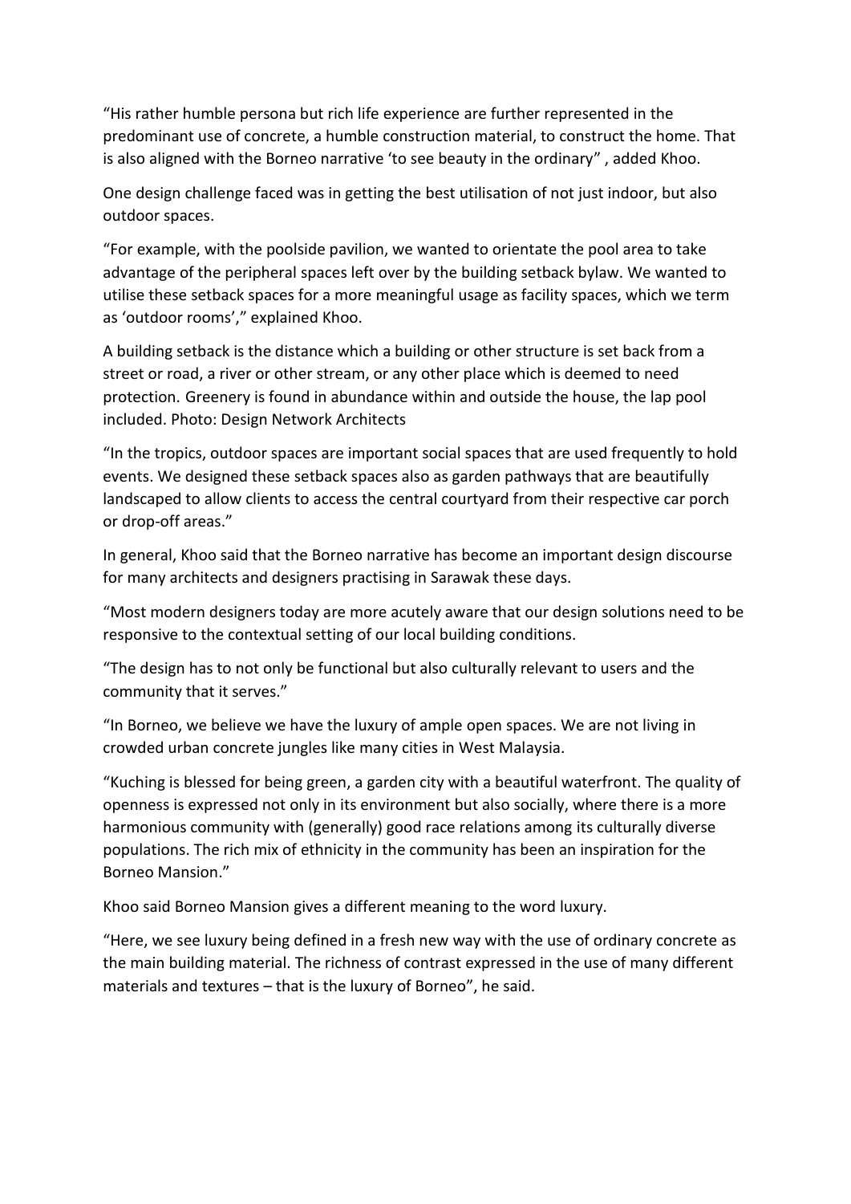"His rather humble persona but rich life experience are further represented in the predominant use of concrete, a humble construction material, to construct the home. That is also aligned with the Borneo narrative 'to see beauty in the ordinary" , added Khoo.

One design challenge faced was in getting the best utilisation of not just indoor, but also outdoor spaces.

"For example, with the poolside pavilion, we wanted to orientate the pool area to take advantage of the peripheral spaces left over by the building setback bylaw. We wanted to utilise these setback spaces for a more meaningful usage as facility spaces, which we term as 'outdoor rooms'," explained Khoo.

A building setback is the distance which a building or other structure is set back from a street or road, a river or other stream, or any other place which is deemed to need protection. Greenery is found in abundance within and outside the house, the lap pool included. Photo: Design Network Architects

"In the tropics, outdoor spaces are important social spaces that are used frequently to hold events. We designed these setback spaces also as garden pathways that are beautifully landscaped to allow clients to access the central courtyard from their respective car porch or drop-off areas."

In general, Khoo said that the Borneo narrative has become an important design discourse for many architects and designers practising in Sarawak these days.

"Most modern designers today are more acutely aware that our design solutions need to be responsive to the contextual setting of our local building conditions.

"The design has to not only be functional but also culturally relevant to users and the community that it serves."

"In Borneo, we believe we have the luxury of ample open spaces. We are not living in crowded urban concrete jungles like many cities in West Malaysia.

"Kuching is blessed for being green, a garden city with a beautiful waterfront. The quality of openness is expressed not only in its environment but also socially, where there is a more harmonious community with (generally) good race relations among its culturally diverse populations. The rich mix of ethnicity in the community has been an inspiration for the Borneo Mansion."

Khoo said Borneo Mansion gives a different meaning to the word luxury.

"Here, we see luxury being defined in a fresh new way with the use of ordinary concrete as the main building material. The richness of contrast expressed in the use of many different materials and textures – that is the luxury of Borneo", he said.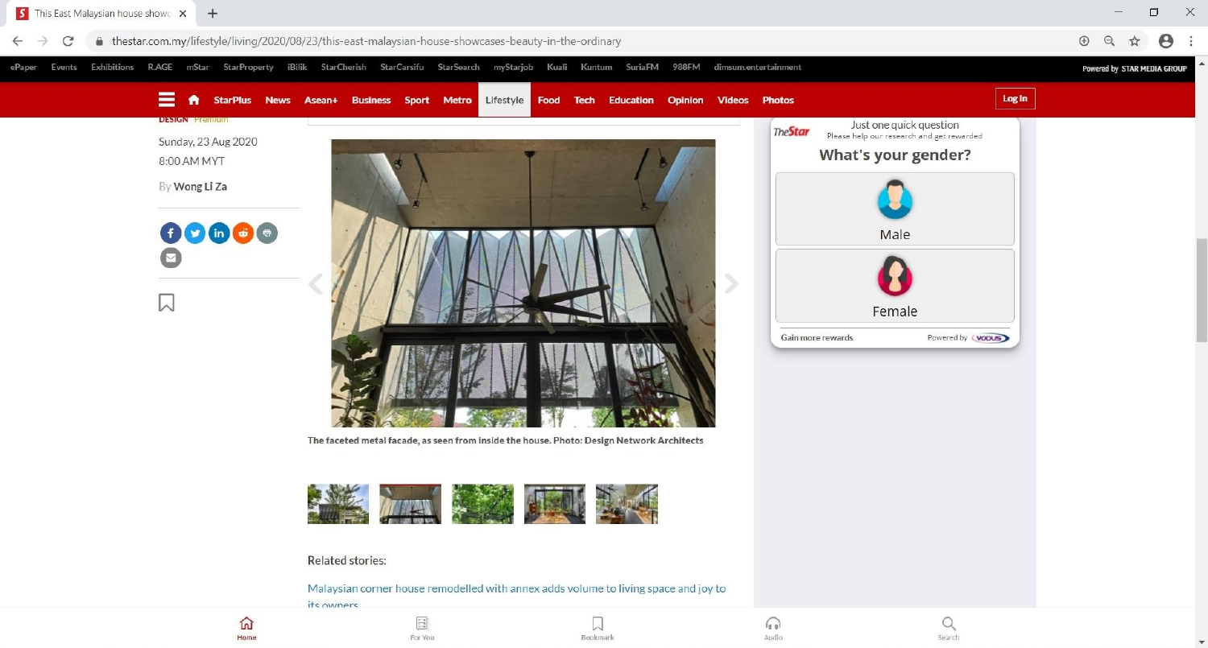DESIGN Premium

Sunday, 23 Aug 2020

8:00 AM MYT

By **Wong Li Za**

The faceted metal facade, as seen from inside the house. Photo: Design Network Architects

Related stories:

Malaysian corner house remodelled with annex adds volume to living space and joy to its owners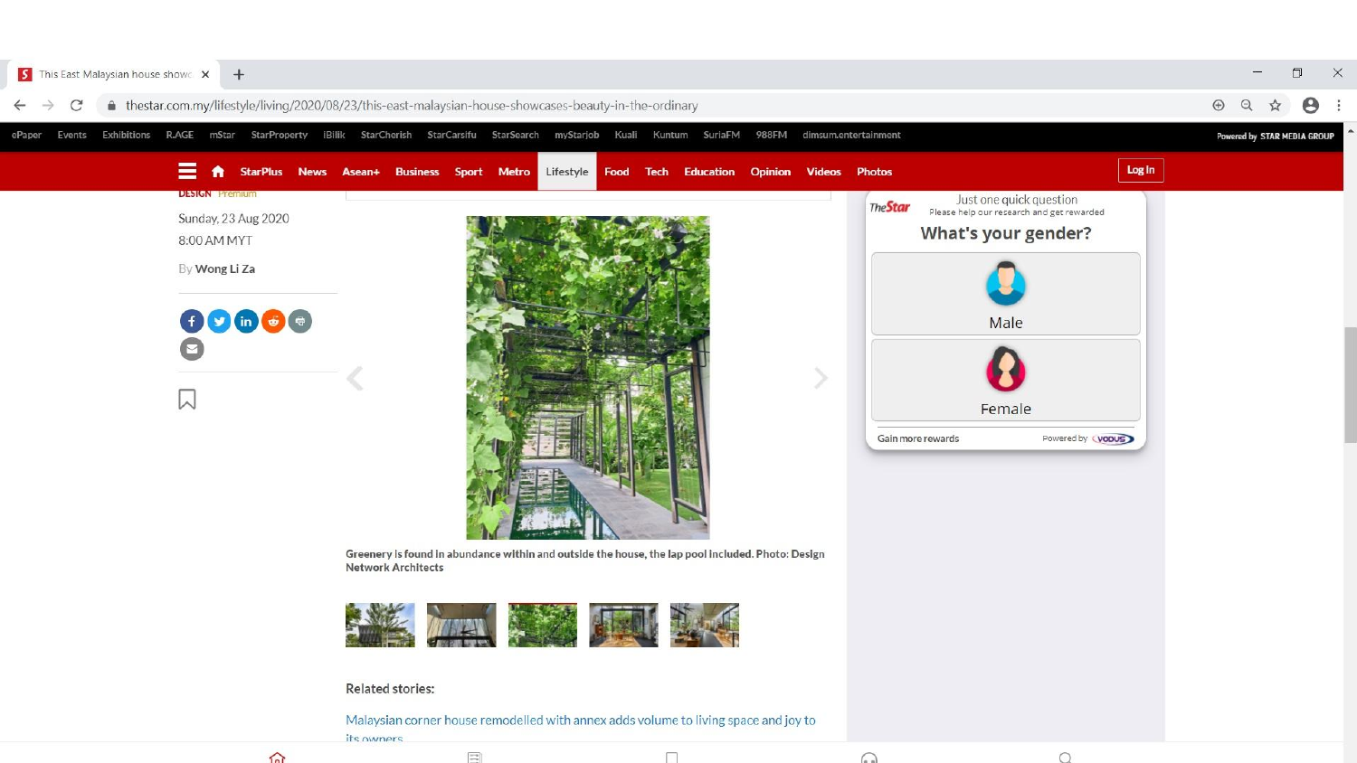DESIGN Premium

Sunday, 23 Aug 2020

8:00 AM MYT

By Wong Li Za

Greenery is found in abundance within and outside the house, the lap pool included. Photo: Design Network Architects

Related stories:

Malaysian corner house remodelled with annex adds volume to living space and joy to its owners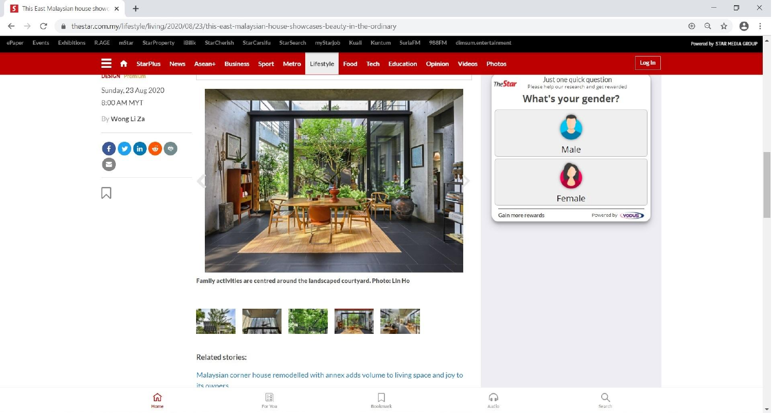DESIGN Premium

Sunday, 23 Aug 2020

8:00 AM MYT

By Wong Li Za

Family activities are centred around the landscaped courtyard. Photo: Lin Ho

Related stories:

Malaysian corner house remodelled with annex adds volume to living space and joy to its owners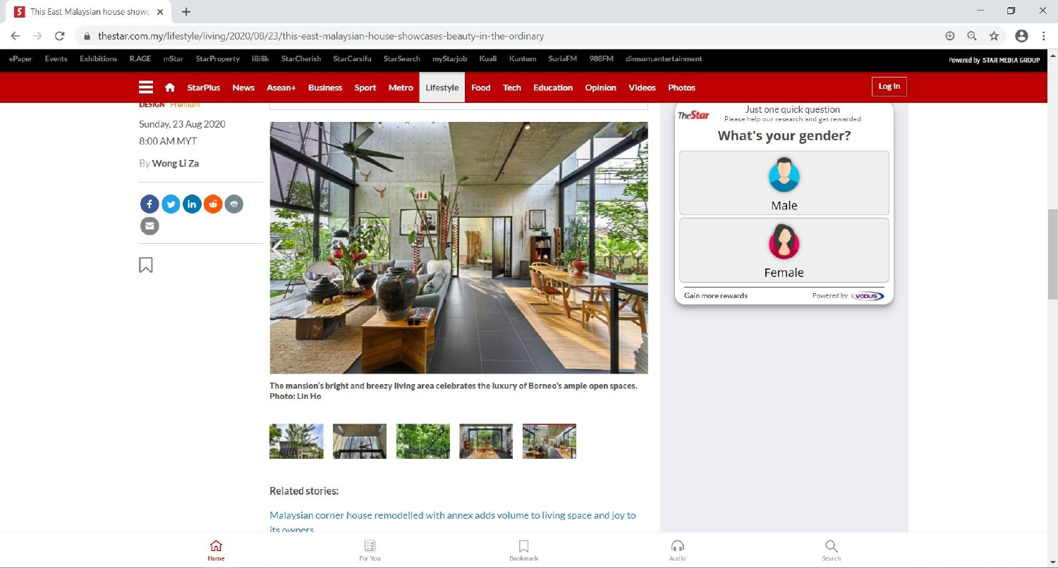DESIGN Premium

Sunday, 23 Aug 2020

8:00 AM MYT

By **Wong Li Za**

The mansion's bright and breezy living area celebrates the luxury of Borneo's ample open spaces. Photo: Lin Ho

Related stories:

Malaysian corner house remodelled with annex adds volume to living space and joy to its owners